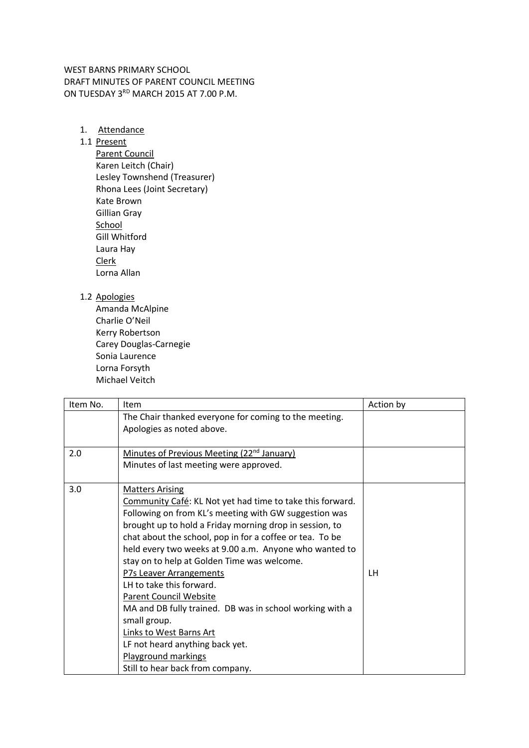WEST BARNS PRIMARY SCHOOL
DRAFT MINUTES OF PARENT COUNCIL MEETING
ON TUESDAY 3RD MARCH 2015 AT 7.00 P.M.

1. Attendance

1.1 Present

Parent Council
Karen Leitch (Chair)
Lesley Townshend (Treasurer)
Rhona Lees (Joint Secretary)
Kate Brown
Gillian Gray

School
Gill Whitford
Laura Hay

Clerk
Lorna Allan

1.2 Apologies

Amanda McAlpine
Charlie O'Neil
Kerry Robertson
Carey Douglas-Carnegie
Sonia Laurence
Lorna Forsyth
Michael Veitch

| Item No. | Item | Action by |
|---|---|---|
| | The Chair thanked everyone for coming to the meeting. Apologies as noted above. | |
| 2.0 | Minutes of Previous Meeting (22nd January)<br>Minutes of last meeting were approved. | |
| 3.0 | Matters Arising<br>Community Café: KL Not yet had time to take this forward. Following on from KL's meeting with GW suggestion was brought up to hold a Friday morning drop in session, to chat about the school, pop in for a coffee or tea. To be held every two weeks at 9.00 a.m. Anyone who wanted to stay on to help at Golden Time was welcome.<br>P7s Leaver Arrangements<br>LH to take this forward.<br>Parent Council Website<br>MA and DB fully trained. DB was in school working with a small group.<br>Links to West Barns Art<br>LF not heard anything back yet.<br>Playground markings<br>Still to hear back from company. | LH |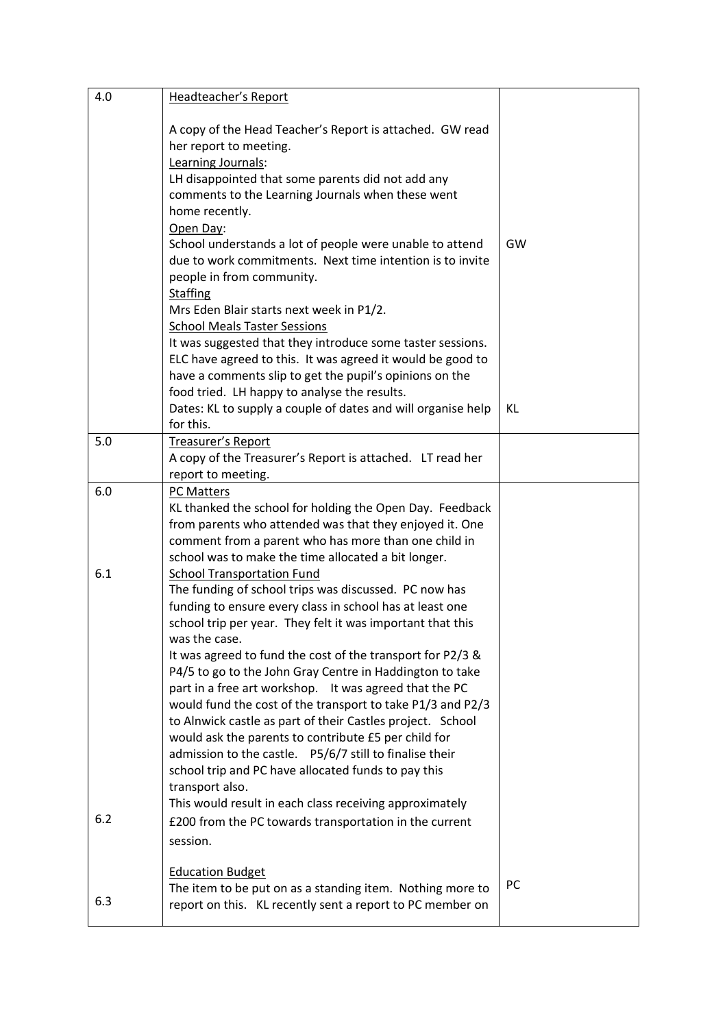| | | |
|---|---|---|
| 4.0 | <u>Headteacher's Report</u><br><br>A copy of the Head Teacher's Report is attached. GW read her report to meeting.<br><u>Learning Journals</u>:<br>LH disappointed that some parents did not add any comments to the Learning Journals when these went home recently.<br><u>Open Day</u>:<br>School understands a lot of people were unable to attend due to work commitments. Next time intention is to invite people in from community.<br><u>Staffing</u><br>Mrs Eden Blair starts next week in P1/2.<br><u>School Meals Taster Sessions</u><br>It was suggested that they introduce some taster sessions. ELC have agreed to this. It was agreed it would be good to have a comments slip to get the pupil's opinions on the food tried. LH happy to analyse the results.<br>Dates: KL to supply a couple of dates and will organise help for this. | GW<br><br>KL |
| 5.0 | <u>Treasurer's Report</u><br>A copy of the Treasurer's Report is attached. LT read her report to meeting. | |
| 6.0<br><br>6.1<br><br>6.2<br><br>6.3 | <u>PC Matters</u><br>KL thanked the school for holding the Open Day. Feedback from parents who attended was that they enjoyed it. One comment from a parent who has more than one child in school was to make the time allocated a bit longer.<br><u>School Transportation Fund</u><br>The funding of school trips was discussed. PC now has funding to ensure every class in school has at least one school trip per year. They felt it was important that this was the case.<br>It was agreed to fund the cost of the transport for P2/3 & P4/5 to go to the John Gray Centre in Haddington to take part in a free art workshop. It was agreed that the PC would fund the cost of the transport to take P1/3 and P2/3 to Alnwick castle as part of their Castles project. School would ask the parents to contribute £5 per child for admission to the castle. P5/6/7 still to finalise their school trip and PC have allocated funds to pay this transport also.<br>This would result in each class receiving approximately £200 from the PC towards transportation in the current session.<br><br><u>Education Budget</u><br>The item to be put on as a standing item. Nothing more to report on this. KL recently sent a report to PC member on | <br><br><br><br><br><br>PC |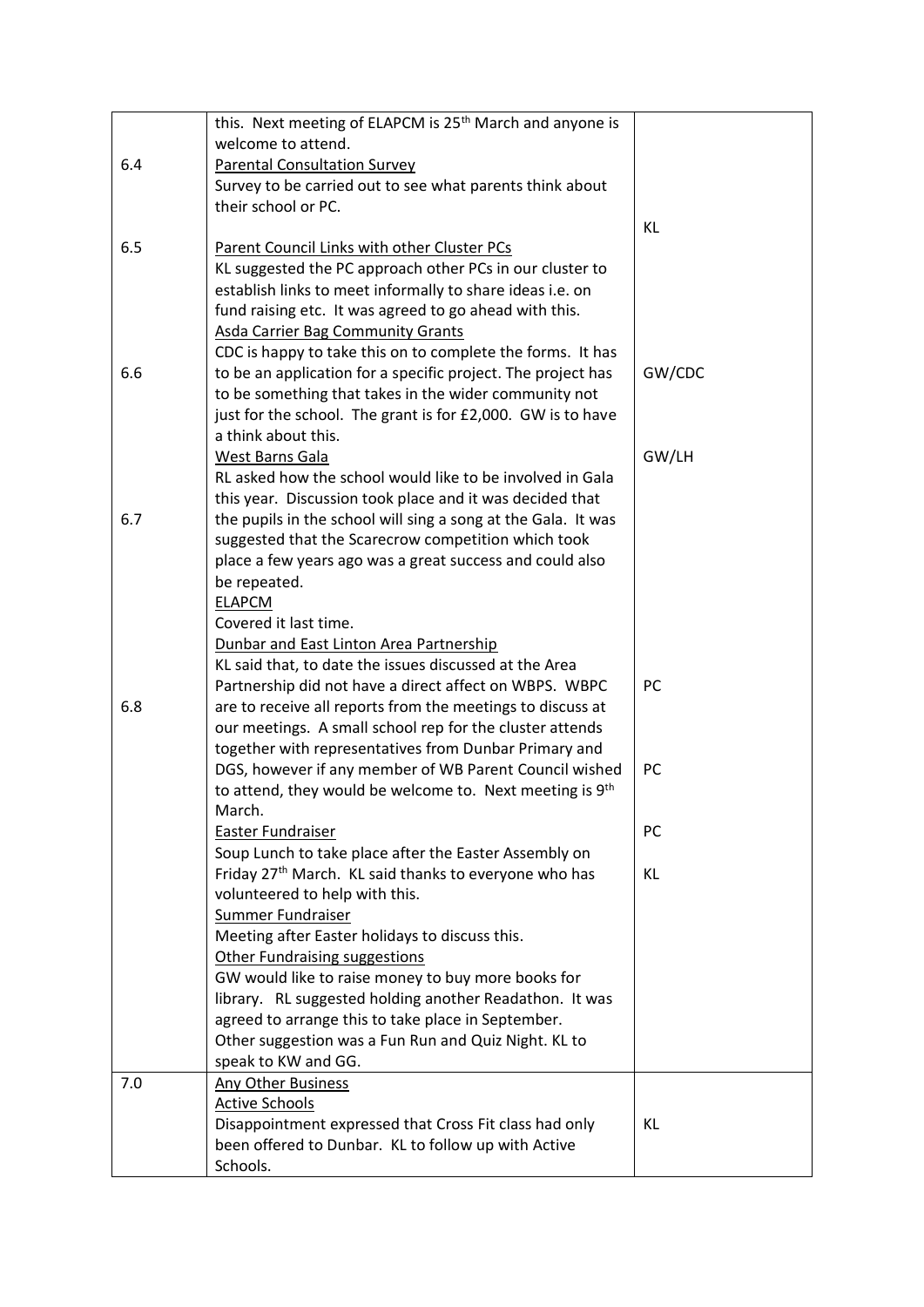|  |  |  |
| --- | --- | --- |
|  | this. Next meeting of ELAPCM is 25th March and anyone is welcome to attend. |  |
| 6.4 | Parental Consultation Survey<br>Survey to be carried out to see what parents think about their school or PC. | KL |
| 6.5 | Parent Council Links with other Cluster PCs<br>KL suggested the PC approach other PCs in our cluster to establish links to meet informally to share ideas i.e. on fund raising etc. It was agreed to go ahead with this. |  |
| 6.6 | Asda Carrier Bag Community Grants<br>CDC is happy to take this on to complete the forms. It has to be an application for a specific project. The project has to be something that takes in the wider community not just for the school. The grant is for £2,000. GW is to have a think about this. | GW/CDC |
| 6.7 | West Barns Gala<br>RL asked how the school would like to be involved in Gala this year. Discussion took place and it was decided that the pupils in the school will sing a song at the Gala. It was suggested that the Scarecrow competition which took place a few years ago was a great success and could also be repeated. | GW/LH |
| 6.8 | ELAPCM<br>Covered it last time.<br>Dunbar and East Linton Area Partnership<br>KL said that, to date the issues discussed at the Area Partnership did not have a direct affect on WBPS. WBPC are to receive all reports from the meetings to discuss at our meetings. A small school rep for the cluster attends together with representatives from Dunbar Primary and DGS, however if any member of WB Parent Council wished to attend, they would be welcome to. Next meeting is 9th March.<br>Easter Fundraiser<br>Soup Lunch to take place after the Easter Assembly on Friday 27th March. KL said thanks to everyone who has volunteered to help with this.<br>Summer Fundraiser<br>Meeting after Easter holidays to discuss this.<br>Other Fundraising suggestions<br>GW would like to raise money to buy more books for library. RL suggested holding another Readathon. It was agreed to arrange this to take place in September.<br>Other suggestion was a Fun Run and Quiz Night. KL to speak to KW and GG. | PC<br><br>PC<br><br>PC<br><br>KL |
| 7.0 | Any Other Business<br>Active Schools<br>Disappointment expressed that Cross Fit class had only been offered to Dunbar. KL to follow up with Active Schools. | KL |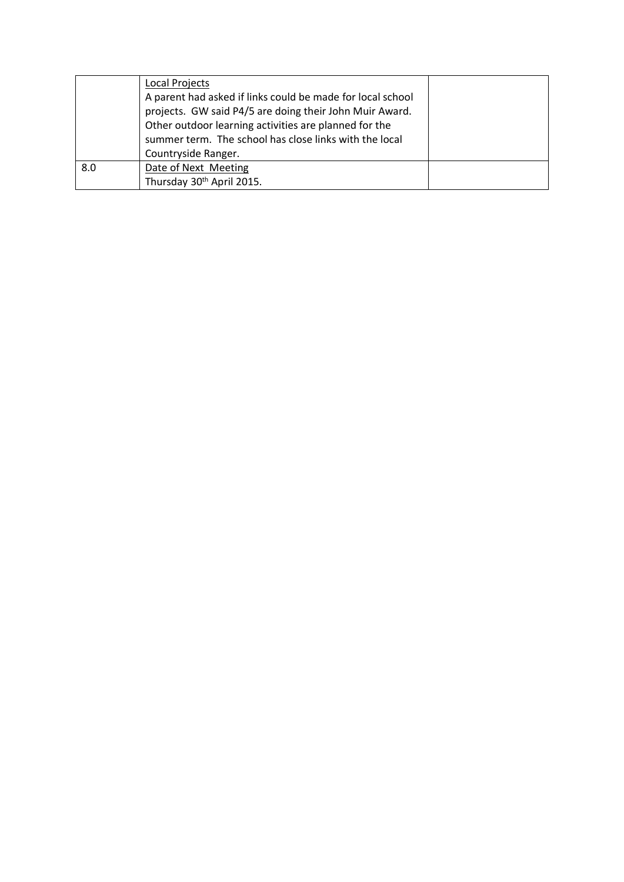| | | |
|---|---|---|
| | Local Projects<br>A parent had asked if links could be made for local school projects. GW said P4/5 are doing their John Muir Award. Other outdoor learning activities are planned for the summer term. The school has close links with the local Countryside Ranger. | |
| 8.0 | Date of Next Meeting<br>Thursday 30th April 2015. | |